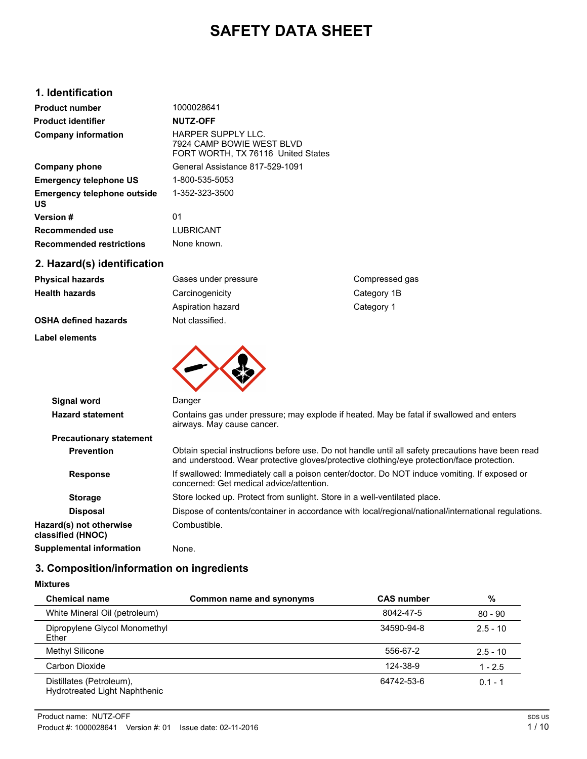# SAFETY DATA SHEET

## 1. Identification

| | |
|---|---|
| **Product number** | 1000028641 |
| **Product identifier** | **NUTZ-OFF** |
| **Company information** | HARPER SUPPLY LLC.<br>7924 CAMP BOWIE WEST BLVD<br>FORT WORTH, TX 76116 United States |
| **Company phone** | General Assistance 817-529-1091 |
| **Emergency telephone US** | 1-800-535-5053 |
| **Emergency telephone outside US** | 1-352-323-3500 |
| **Version #** | 01 |
| **Recommended use** | LUBRICANT |
| **Recommended restrictions** | None known. |

## 2. Hazard(s) identification

| | | |
|---|---|---|
| **Physical hazards** | Gases under pressure | Compressed gas |
| **Health hazards** | Carcinogenicity | Category 1B |
| | Aspiration hazard | Category 1 |
| **OSHA defined hazards** | Not classified. | |

**Label elements**

**Signal word** Danger

**Hazard statement** Contains gas under pressure; may explode if heated. May be fatal if swallowed and enters airways. May cause cancer.

**Precautionary statement**

**Prevention** Obtain special instructions before use. Do not handle until all safety precautions have been read and understood. Wear protective gloves/protective clothing/eye protection/face protection.

**Response** If swallowed: Immediately call a poison center/doctor. Do NOT induce vomiting. If exposed or concerned: Get medical advice/attention.

**Storage** Store locked up. Protect from sunlight. Store in a well-ventilated place.

**Disposal** Dispose of contents/container in accordance with local/regional/national/international regulations.

**Hazard(s) not otherwise classified (HNOC)** Combustible.

**Supplemental information** None.

## 3. Composition/information on ingredients

**Mixtures**

| Chemical name | Common name and synonyms | CAS number | % |
|---|---|---|---|
| White Mineral Oil (petroleum) | | 8042-47-5 | 80 - 90 |
| Dipropylene Glycol Monomethyl Ether | | 34590-94-8 | 2.5 - 10 |
| Methyl Silicone | | 556-67-2 | 2.5 - 10 |
| Carbon Dioxide | | 124-38-9 | 1 - 2.5 |
| Distillates (Petroleum), Hydrotreated Light Naphthenic | | 64742-53-6 | 0.1 - 1 |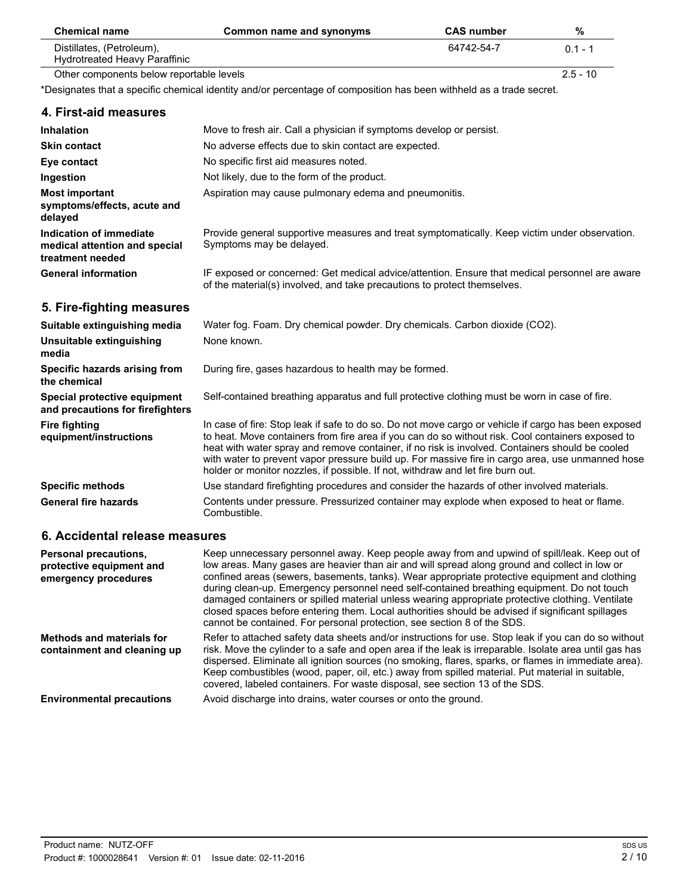| Chemical name | Common name and synonyms | CAS number | % |
|---|---|---|---|
| Distillates, (Petroleum), Hydrotreated Heavy Paraffinic | | 64742-54-7 | 0.1 - 1 |
| Other components below reportable levels | | | 2.5 - 10 |

*Designates that a specific chemical identity and/or percentage of composition has been withheld as a trade secret.

## 4. First-aid measures

**Inhalation** Move to fresh air. Call a physician if symptoms develop or persist.

**Skin contact** No adverse effects due to skin contact are expected.

**Eye contact** No specific first aid measures noted.

**Ingestion** Not likely, due to the form of the product.

**Most important symptoms/effects, acute and delayed** Aspiration may cause pulmonary edema and pneumonitis.

**Indication of immediate medical attention and special treatment needed** Provide general supportive measures and treat symptomatically. Keep victim under observation. Symptoms may be delayed.

**General information** IF exposed or concerned: Get medical advice/attention. Ensure that medical personnel are aware of the material(s) involved, and take precautions to protect themselves.

## 5. Fire-fighting measures

**Suitable extinguishing media** Water fog. Foam. Dry chemical powder. Dry chemicals. Carbon dioxide ($CO_2$).

**Unsuitable extinguishing media** None known.

**Specific hazards arising from the chemical** During fire, gases hazardous to health may be formed.

**Special protective equipment and precautions for firefighters** Self-contained breathing apparatus and full protective clothing must be worn in case of fire.

**Fire fighting equipment/instructions** In case of fire: Stop leak if safe to do so. Do not move cargo or vehicle if cargo has been exposed to heat. Move containers from fire area if you can do so without risk. Cool containers exposed to heat with water spray and remove container, if no risk is involved. Containers should be cooled with water to prevent vapor pressure build up. For massive fire in cargo area, use unmanned hose holder or monitor nozzles, if possible. If not, withdraw and let fire burn out.

**Specific methods** Use standard firefighting procedures and consider the hazards of other involved materials.

**General fire hazards** Contents under pressure. Pressurized container may explode when exposed to heat or flame. Combustible.

## 6. Accidental release measures

**Personal precautions, protective equipment and emergency procedures** Keep unnecessary personnel away. Keep people away from and upwind of spill/leak. Keep out of low areas. Many gases are heavier than air and will spread along ground and collect in low or confined areas (sewers, basements, tanks). Wear appropriate protective equipment and clothing during clean-up. Emergency personnel need self-contained breathing equipment. Do not touch damaged containers or spilled material unless wearing appropriate protective clothing. Ventilate closed spaces before entering them. Local authorities should be advised if significant spillages cannot be contained. For personal protection, see section 8 of the SDS.

**Methods and materials for containment and cleaning up** Refer to attached safety data sheets and/or instructions for use. Stop leak if you can do so without risk. Move the cylinder to a safe and open area if the leak is irreparable. Isolate area until gas has dispersed. Eliminate all ignition sources (no smoking, flares, sparks, or flames in immediate area). Keep combustibles (wood, paper, oil, etc.) away from spilled material. Put material in suitable, covered, labeled containers. For waste disposal, see section 13 of the SDS.

**Environmental precautions** Avoid discharge into drains, water courses or onto the ground.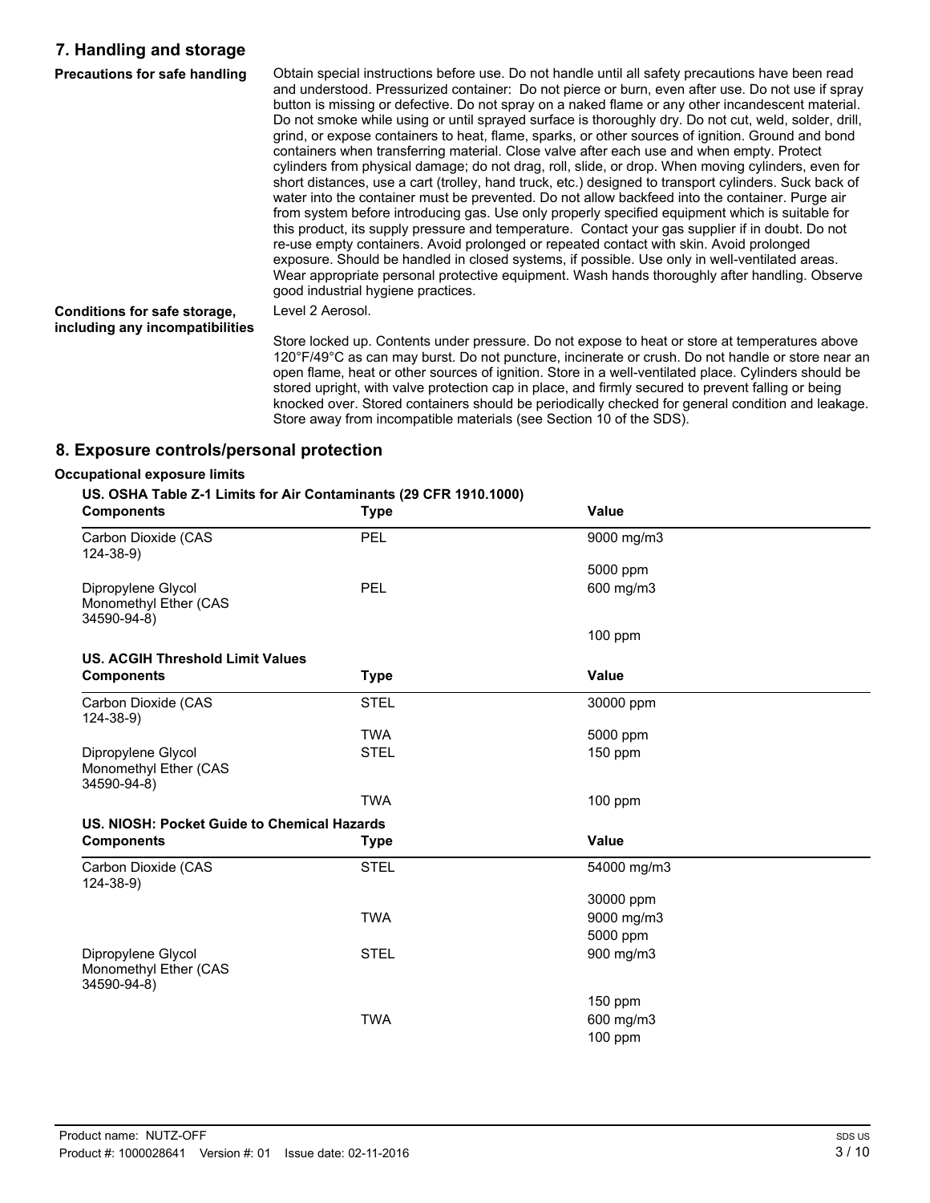## 7. Handling and storage

**Precautions for safe handling**

Obtain special instructions before use. Do not handle until all safety precautions have been read and understood. Pressurized container: Do not pierce or burn, even after use. Do not use if spray button is missing or defective. Do not spray on a naked flame or any other incandescent material. Do not smoke while using or until sprayed surface is thoroughly dry. Do not cut, weld, solder, drill, grind, or expose containers to heat, flame, sparks, or other sources of ignition. Ground and bond containers when transferring material. Close valve after each use and when empty. Protect cylinders from physical damage; do not drag, roll, slide, or drop. When moving cylinders, even for short distances, use a cart (trolley, hand truck, etc.) designed to transport cylinders. Suck back of water into the container must be prevented. Do not allow backfeed into the container. Purge air from system before introducing gas. Use only properly specified equipment which is suitable for this product, its supply pressure and temperature. Contact your gas supplier if in doubt. Do not re-use empty containers. Avoid prolonged or repeated contact with skin. Avoid prolonged exposure. Should be handled in closed systems, if possible. Use only in well-ventilated areas. Wear appropriate personal protective equipment. Wash hands thoroughly after handling. Observe good industrial hygiene practices.

**Conditions for safe storage, including any incompatibilities**

Level 2 Aerosol.

Store locked up. Contents under pressure. Do not expose to heat or store at temperatures above 120°F/49°C as can may burst. Do not puncture, incinerate or crush. Do not handle or store near an open flame, heat or other sources of ignition. Store in a well-ventilated place. Cylinders should be stored upright, with valve protection cap in place, and firmly secured to prevent falling or being knocked over. Stored containers should be periodically checked for general condition and leakage. Store away from incompatible materials (see Section 10 of the SDS).

## 8. Exposure controls/personal protection

**Occupational exposure limits**

**US. OSHA Table Z-1 Limits for Air Contaminants (29 CFR 1910.1000)**

| Components | Type | Value |
|---|---|---|
| Carbon Dioxide (CAS 124-38-9) | PEL | 9000 mg/m3 |
| | | 5000 ppm |
| Dipropylene Glycol Monomethyl Ether (CAS 34590-94-8) | PEL | 600 mg/m3 |
| | | 100 ppm |

**US. ACGIH Threshold Limit Values**

| Components | Type | Value |
|---|---|---|
| Carbon Dioxide (CAS 124-38-9) | STEL | 30000 ppm |
| | TWA | 5000 ppm |
| Dipropylene Glycol Monomethyl Ether (CAS 34590-94-8) | STEL | 150 ppm |
| | TWA | 100 ppm |

**US. NIOSH: Pocket Guide to Chemical Hazards**

| Components | Type | Value |
|---|---|---|
| Carbon Dioxide (CAS 124-38-9) | STEL | 54000 mg/m3 |
| | | 30000 ppm |
| | TWA | 9000 mg/m3 |
| | | 5000 ppm |
| Dipropylene Glycol Monomethyl Ether (CAS 34590-94-8) | STEL | 900 mg/m3 |
| | | 150 ppm |
| | TWA | 600 mg/m3 |
| | | 100 ppm |

Product name: NUTZ-OFF
Product #: 1000028641 Version #: 01 Issue date: 02-11-2016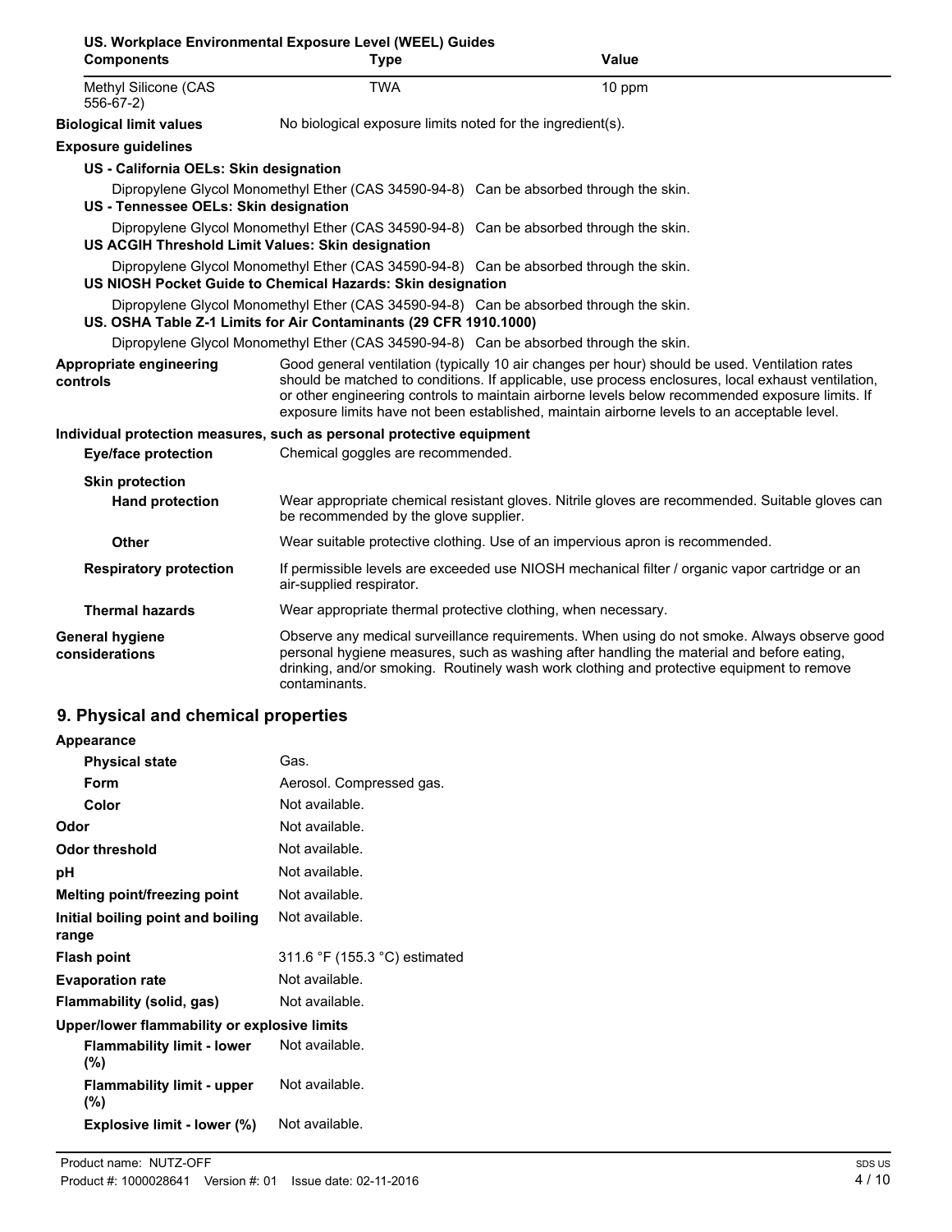**US. Workplace Environmental Exposure Level (WEEL) Guides**

| Components | Type | Value |
| --- | --- | --- |
| Methyl Silicone (CAS 556-67-2) | TWA | 10 ppm |

**Biological limit values** No biological exposure limits noted for the ingredient(s).

**Exposure guidelines**

**US - California OELs: Skin designation**

Dipropylene Glycol Monomethyl Ether (CAS 34590-94-8) Can be absorbed through the skin.

**US - Tennessee OELs: Skin designation**

Dipropylene Glycol Monomethyl Ether (CAS 34590-94-8) Can be absorbed through the skin.

**US ACGIH Threshold Limit Values: Skin designation**

Dipropylene Glycol Monomethyl Ether (CAS 34590-94-8) Can be absorbed through the skin.

**US NIOSH Pocket Guide to Chemical Hazards: Skin designation**

Dipropylene Glycol Monomethyl Ether (CAS 34590-94-8) Can be absorbed through the skin.

**US. OSHA Table Z-1 Limits for Air Contaminants (29 CFR 1910.1000)**

Dipropylene Glycol Monomethyl Ether (CAS 34590-94-8) Can be absorbed through the skin.

**Appropriate engineering controls** Good general ventilation (typically 10 air changes per hour) should be used. Ventilation rates should be matched to conditions. If applicable, use process enclosures, local exhaust ventilation, or other engineering controls to maintain airborne levels below recommended exposure limits. If exposure limits have not been established, maintain airborne levels to an acceptable level.

**Individual protection measures, such as personal protective equipment**

**Eye/face protection** Chemical goggles are recommended.

**Skin protection**

**Hand protection** Wear appropriate chemical resistant gloves. Nitrile gloves are recommended. Suitable gloves can be recommended by the glove supplier.

**Other** Wear suitable protective clothing. Use of an impervious apron is recommended.

**Respiratory protection** If permissible levels are exceeded use NIOSH mechanical filter / organic vapor cartridge or an air-supplied respirator.

**Thermal hazards** Wear appropriate thermal protective clothing, when necessary.

**General hygiene considerations** Observe any medical surveillance requirements. When using do not smoke. Always observe good personal hygiene measures, such as washing after handling the material and before eating, drinking, and/or smoking. Routinely wash work clothing and protective equipment to remove contaminants.

## 9. Physical and chemical properties

**Appearance**

| | |
| --- | --- |
| **Physical state** | Gas. |
| **Form** | Aerosol. Compressed gas. |
| **Color** | Not available. |
| **Odor** | Not available. |
| **Odor threshold** | Not available. |
| **pH** | Not available. |
| **Melting point/freezing point** | Not available. |
| **Initial boiling point and boiling range** | Not available. |
| **Flash point** | 311.6 °F (155.3 °C) estimated |
| **Evaporation rate** | Not available. |
| **Flammability (solid, gas)** | Not available. |

**Upper/lower flammability or explosive limits**

| | |
| --- | --- |
| **Flammability limit - lower (%)** | Not available. |
| **Flammability limit - upper (%)** | Not available. |
| **Explosive limit - lower (%)** | Not available. |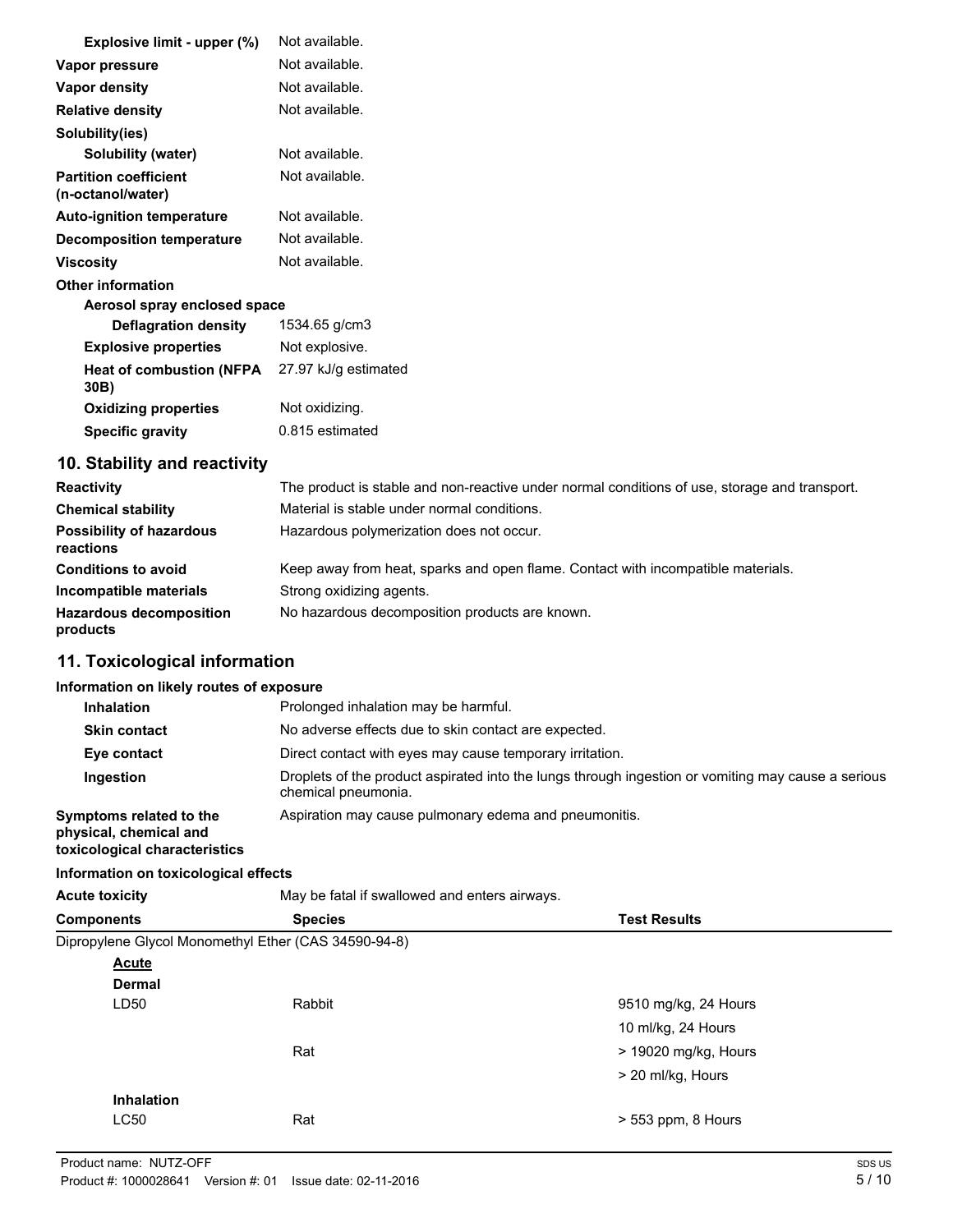| | |
|---|---|
| **Explosive limit - upper (%)** | Not available. |
| **Vapor pressure** | Not available. |
| **Vapor density** | Not available. |
| **Relative density** | Not available. |
| **Solubility(ies)** | |
| **Solubility (water)** | Not available. |
| **Partition coefficient (n-octanol/water)** | Not available. |
| **Auto-ignition temperature** | Not available. |
| **Decomposition temperature** | Not available. |
| **Viscosity** | Not available. |
| **Other information** | |
| **Aerosol spray enclosed space** | |
| **Deflagration density** | 1534.65 g/cm3 |
| **Explosive properties** | Not explosive. |
| **Heat of combustion (NFPA 30B)** | 27.97 kJ/g estimated |
| **Oxidizing properties** | Not oxidizing. |
| **Specific gravity** | 0.815 estimated |

## 10. Stability and reactivity

| | |
|---|---|
| **Reactivity** | The product is stable and non-reactive under normal conditions of use, storage and transport. |
| **Chemical stability** | Material is stable under normal conditions. |
| **Possibility of hazardous reactions** | Hazardous polymerization does not occur. |
| **Conditions to avoid** | Keep away from heat, sparks and open flame. Contact with incompatible materials. |
| **Incompatible materials** | Strong oxidizing agents. |
| **Hazardous decomposition products** | No hazardous decomposition products are known. |

## 11. Toxicological information

**Information on likely routes of exposure**

| | |
|---|---|
| **Inhalation** | Prolonged inhalation may be harmful. |
| **Skin contact** | No adverse effects due to skin contact are expected. |
| **Eye contact** | Direct contact with eyes may cause temporary irritation. |
| **Ingestion** | Droplets of the product aspirated into the lungs through ingestion or vomiting may cause a serious chemical pneumonia. |
| **Symptoms related to the physical, chemical and toxicological characteristics** | Aspiration may cause pulmonary edema and pneumonitis. |

**Information on toxicological effects**

**Acute toxicity** May be fatal if swallowed and enters airways.

| Components | Species | Test Results |
|---|---|---|
| Dipropylene Glycol Monomethyl Ether (CAS 34590-94-8) | | |
| **Acute** | | |
| **Dermal** | | |
| LD50 | Rabbit | 9510 mg/kg, 24 Hours |
| | | 10 ml/kg, 24 Hours |
| | Rat | > 19020 mg/kg, Hours |
| | | > 20 ml/kg, Hours |
| **Inhalation** | | |
| LC50 | Rat | > 553 ppm, 8 Hours |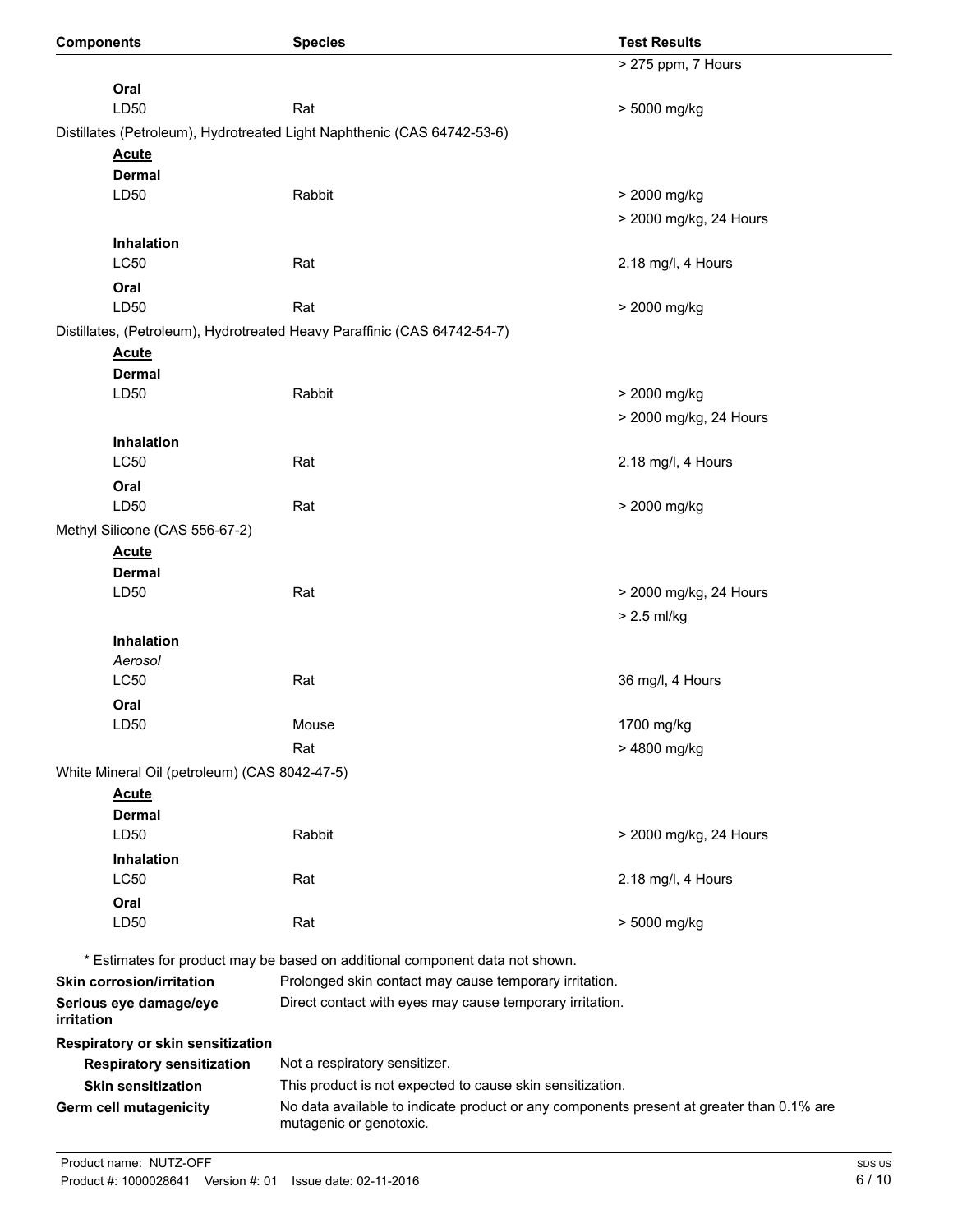| Components | Species | Test Results |
|---|---|---|
| | | > 275 ppm, 7 Hours |
| **Oral** | | |
| LD50 | Rat | > 5000 mg/kg |
| Distillates (Petroleum), Hydrotreated Light Naphthenic (CAS 64742-53-6) | | |
| **Acute** | | |
| **Dermal** | | |
| LD50 | Rabbit | > 2000 mg/kg |
| | | > 2000 mg/kg, 24 Hours |
| **Inhalation** | | |
| LC50 | Rat | 2.18 mg/l, 4 Hours |
| **Oral** | | |
| LD50 | Rat | > 2000 mg/kg |
| Distillates, (Petroleum), Hydrotreated Heavy Paraffinic (CAS 64742-54-7) | | |
| **Acute** | | |
| **Dermal** | | |
| LD50 | Rabbit | > 2000 mg/kg |
| | | > 2000 mg/kg, 24 Hours |
| **Inhalation** | | |
| LC50 | Rat | 2.18 mg/l, 4 Hours |
| **Oral** | | |
| LD50 | Rat | > 2000 mg/kg |
| Methyl Silicone (CAS 556-67-2) | | |
| **Acute** | | |
| **Dermal** | | |
| LD50 | Rat | > 2000 mg/kg, 24 Hours |
| | | > 2.5 ml/kg |
| **Inhalation** | | |
| *Aerosol* | | |
| LC50 | Rat | 36 mg/l, 4 Hours |
| **Oral** | | |
| LD50 | Mouse | 1700 mg/kg |
| | Rat | > 4800 mg/kg |
| White Mineral Oil (petroleum) (CAS 8042-47-5) | | |
| **Acute** | | |
| **Dermal** | | |
| LD50 | Rabbit | > 2000 mg/kg, 24 Hours |
| **Inhalation** | | |
| LC50 | Rat | 2.18 mg/l, 4 Hours |
| **Oral** | | |
| LD50 | Rat | > 5000 mg/kg |

\* Estimates for product may be based on additional component data not shown.

**Skin corrosion/irritation** Prolonged skin contact may cause temporary irritation.

**Serious eye damage/eye irritation** Direct contact with eyes may cause temporary irritation.

**Respiratory or skin sensitization**

**Respiratory sensitization** Not a respiratory sensitizer.

**Skin sensitization** This product is not expected to cause skin sensitization.

**Germ cell mutagenicity** No data available to indicate product or any components present at greater than 0.1% are mutagenic or genotoxic.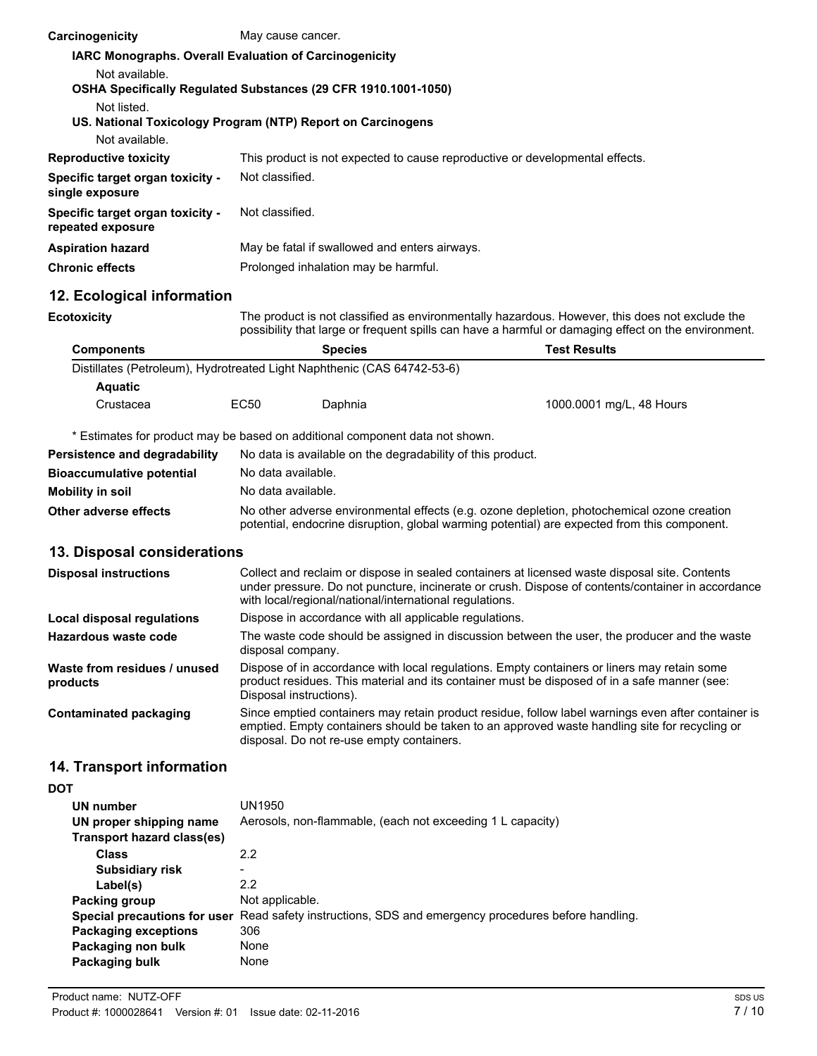**Carcinogenicity** May cause cancer.

**IARC Monographs. Overall Evaluation of Carcinogenicity**

Not available.

**OSHA Specifically Regulated Substances (29 CFR 1910.1001-1050)**

Not listed.

**US. National Toxicology Program (NTP) Report on Carcinogens**

Not available.

| | |
|---|---|
| **Reproductive toxicity** | This product is not expected to cause reproductive or developmental effects. |
| **Specific target organ toxicity - single exposure** | Not classified. |
| **Specific target organ toxicity - repeated exposure** | Not classified. |
| **Aspiration hazard** | May be fatal if swallowed and enters airways. |
| **Chronic effects** | Prolonged inhalation may be harmful. |

## 12. Ecological information

**Ecotoxicity** The product is not classified as environmentally hazardous. However, this does not exclude the possibility that large or frequent spills can have a harmful or damaging effect on the environment.

| Components | | Species | Test Results |
|---|---|---|---|
| Distillates (Petroleum), Hydrotreated Light Naphthenic (CAS 64742-53-6) | | | |
| **Aquatic** | | | |
| Crustacea | EC50 | Daphnia | 1000.0001 mg/L, 48 Hours |

* Estimates for product may be based on additional component data not shown.

| | |
|---|---|
| **Persistence and degradability** | No data is available on the degradability of this product. |
| **Bioaccumulative potential** | No data available. |
| **Mobility in soil** | No data available. |
| **Other adverse effects** | No other adverse environmental effects (e.g. ozone depletion, photochemical ozone creation potential, endocrine disruption, global warming potential) are expected from this component. |

## 13. Disposal considerations

| | |
|---|---|
| **Disposal instructions** | Collect and reclaim or dispose in sealed containers at licensed waste disposal site. Contents under pressure. Do not puncture, incinerate or crush. Dispose of contents/container in accordance with local/regional/national/international regulations. |
| **Local disposal regulations** | Dispose in accordance with all applicable regulations. |
| **Hazardous waste code** | The waste code should be assigned in discussion between the user, the producer and the waste disposal company. |
| **Waste from residues / unused products** | Dispose of in accordance with local regulations. Empty containers or liners may retain some product residues. This material and its container must be disposed of in a safe manner (see: Disposal instructions). |
| **Contaminated packaging** | Since emptied containers may retain product residue, follow label warnings even after container is emptied. Empty containers should be taken to an approved waste handling site for recycling or disposal. Do not re-use empty containers. |

## 14. Transport information

**DOT**

| | |
|---|---|
| **UN number** | UN1950 |
| **UN proper shipping name** | Aerosols, non-flammable, (each not exceeding 1 L capacity) |
| **Transport hazard class(es)** | |
| **Class** | 2.2 |
| **Subsidiary risk** | - |
| **Label(s)** | 2.2 |
| **Packing group** | Not applicable. |
| **Special precautions for user** | Read safety instructions, SDS and emergency procedures before handling. |
| **Packaging exceptions** | 306 |
| **Packaging non bulk** | None |
| **Packaging bulk** | None |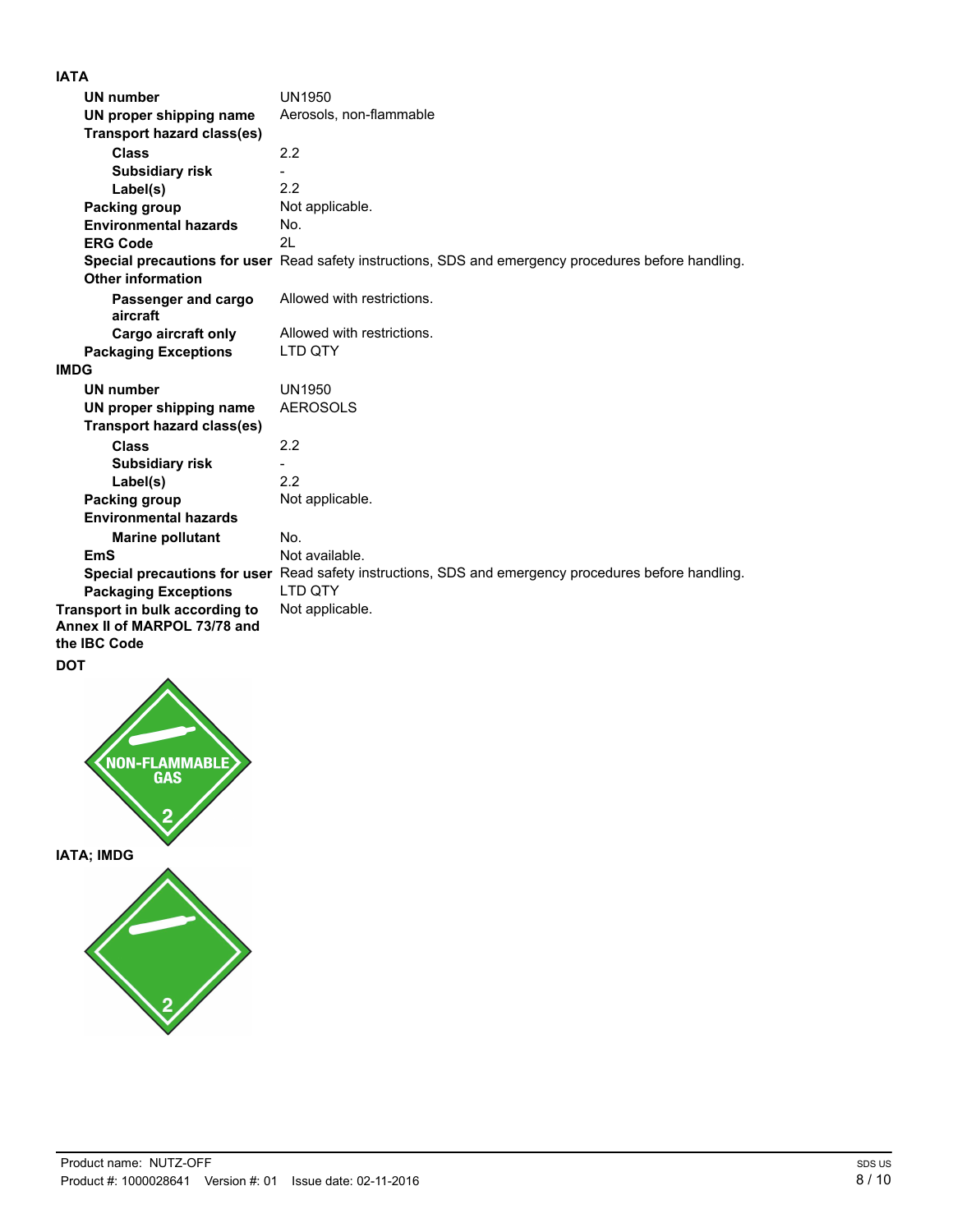**IATA**

| | |
|---|---|
| **UN number** | UN1950 |
| **UN proper shipping name** | Aerosols, non-flammable |
| **Transport hazard class(es)** | |
| **Class** | 2.2 |
| **Subsidiary risk** | - |
| **Label(s)** | 2.2 |
| **Packing group** | Not applicable. |
| **Environmental hazards** | No. |
| **ERG Code** | 2L |
| **Special precautions for user** | Read safety instructions, SDS and emergency procedures before handling. |
| **Other information** | |
| **Passenger and cargo aircraft** | Allowed with restrictions. |
| **Cargo aircraft only** | Allowed with restrictions. |
| **Packaging Exceptions** | LTD QTY |

**IMDG**

| | |
|---|---|
| **UN number** | UN1950 |
| **UN proper shipping name** | AEROSOLS |
| **Transport hazard class(es)** | |
| **Class** | 2.2 |
| **Subsidiary risk** | - |
| **Label(s)** | 2.2 |
| **Packing group** | Not applicable. |
| **Environmental hazards** | |
| **Marine pollutant** | No. |
| **EmS** | Not available. |
| **Special precautions for user** | Read safety instructions, SDS and emergency procedures before handling. |
| **Packaging Exceptions** | LTD QTY |

**Transport in bulk according to Annex II of MARPOL 73/78 and the IBC Code** Not applicable.

**DOT**

NON-FLAMMABLE GAS 2

**IATA; IMDG**

2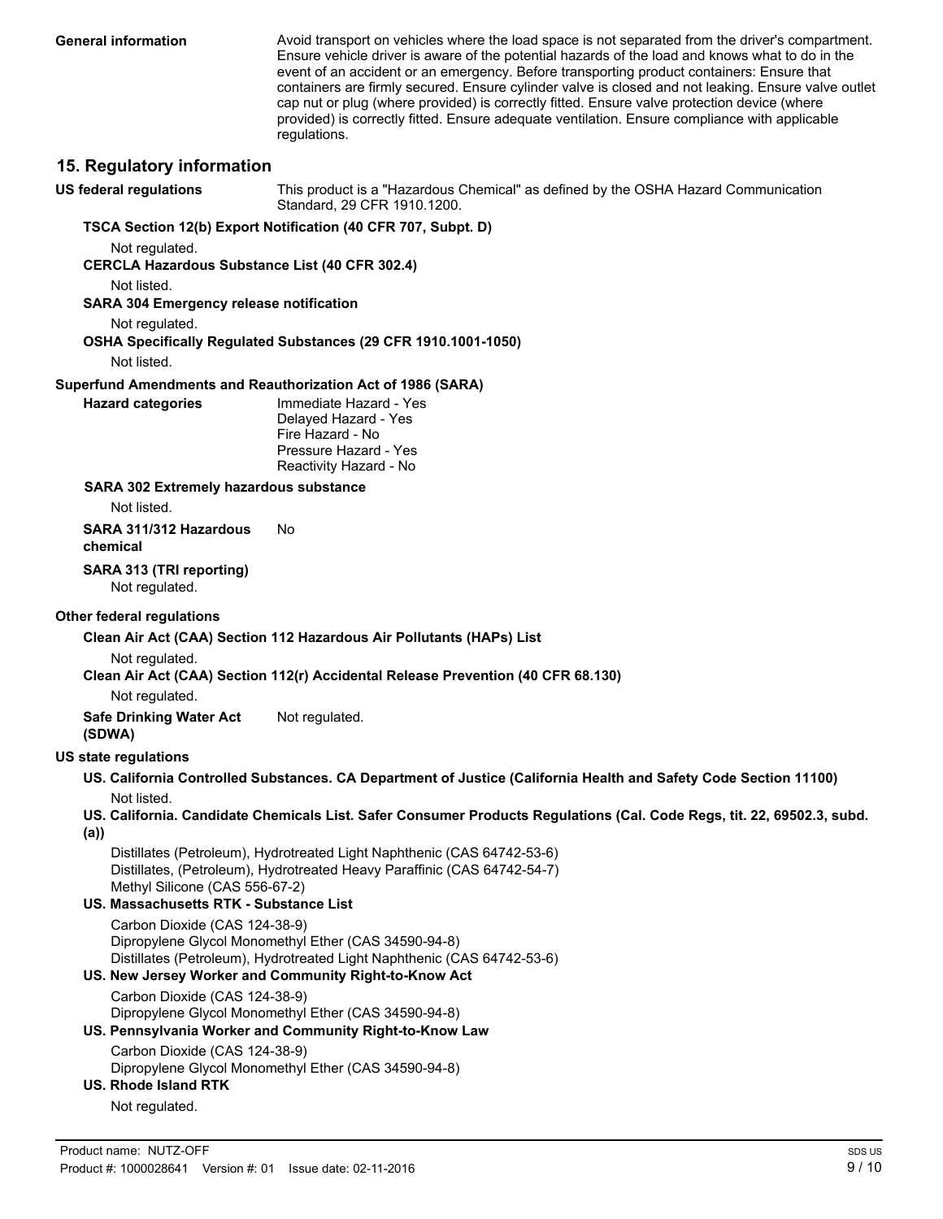**General information** Avoid transport on vehicles where the load space is not separated from the driver's compartment. Ensure vehicle driver is aware of the potential hazards of the load and knows what to do in the event of an accident or an emergency. Before transporting product containers: Ensure that containers are firmly secured. Ensure cylinder valve is closed and not leaking. Ensure valve outlet cap nut or plug (where provided) is correctly fitted. Ensure valve protection device (where provided) is correctly fitted. Ensure adequate ventilation. Ensure compliance with applicable regulations.

## 15. Regulatory information

**US federal regulations** This product is a "Hazardous Chemical" as defined by the OSHA Hazard Communication Standard, 29 CFR 1910.1200.

**TSCA Section 12(b) Export Notification (40 CFR 707, Subpt. D)**

Not regulated.

**CERCLA Hazardous Substance List (40 CFR 302.4)**

Not listed.

**SARA 304 Emergency release notification**

Not regulated.

**OSHA Specifically Regulated Substances (29 CFR 1910.1001-1050)**

Not listed.

**Superfund Amendments and Reauthorization Act of 1986 (SARA)**

**Hazard categories**

Immediate Hazard - Yes
Delayed Hazard - Yes
Fire Hazard - No
Pressure Hazard - Yes
Reactivity Hazard - No

**SARA 302 Extremely hazardous substance**

Not listed.

**SARA 311/312 Hazardous chemical** No

**SARA 313 (TRI reporting)**

Not regulated.

**Other federal regulations**

**Clean Air Act (CAA) Section 112 Hazardous Air Pollutants (HAPs) List**

Not regulated.

**Clean Air Act (CAA) Section 112(r) Accidental Release Prevention (40 CFR 68.130)**

Not regulated.

**Safe Drinking Water Act (SDWA)** Not regulated.

**US state regulations**

**US. California Controlled Substances. CA Department of Justice (California Health and Safety Code Section 11100)**

Not listed.

**US. California. Candidate Chemicals List. Safer Consumer Products Regulations (Cal. Code Regs, tit. 22, 69502.3, subd. (a))**

Distillates (Petroleum), Hydrotreated Light Naphthenic (CAS 64742-53-6)
Distillates, (Petroleum), Hydrotreated Heavy Paraffinic (CAS 64742-54-7)
Methyl Silicone (CAS 556-67-2)

**US. Massachusetts RTK - Substance List**

Carbon Dioxide (CAS 124-38-9)
Dipropylene Glycol Monomethyl Ether (CAS 34590-94-8)
Distillates (Petroleum), Hydrotreated Light Naphthenic (CAS 64742-53-6)

**US. New Jersey Worker and Community Right-to-Know Act**

Carbon Dioxide (CAS 124-38-9)
Dipropylene Glycol Monomethyl Ether (CAS 34590-94-8)

**US. Pennsylvania Worker and Community Right-to-Know Law**

Carbon Dioxide (CAS 124-38-9)
Dipropylene Glycol Monomethyl Ether (CAS 34590-94-8)

**US. Rhode Island RTK**

Not regulated.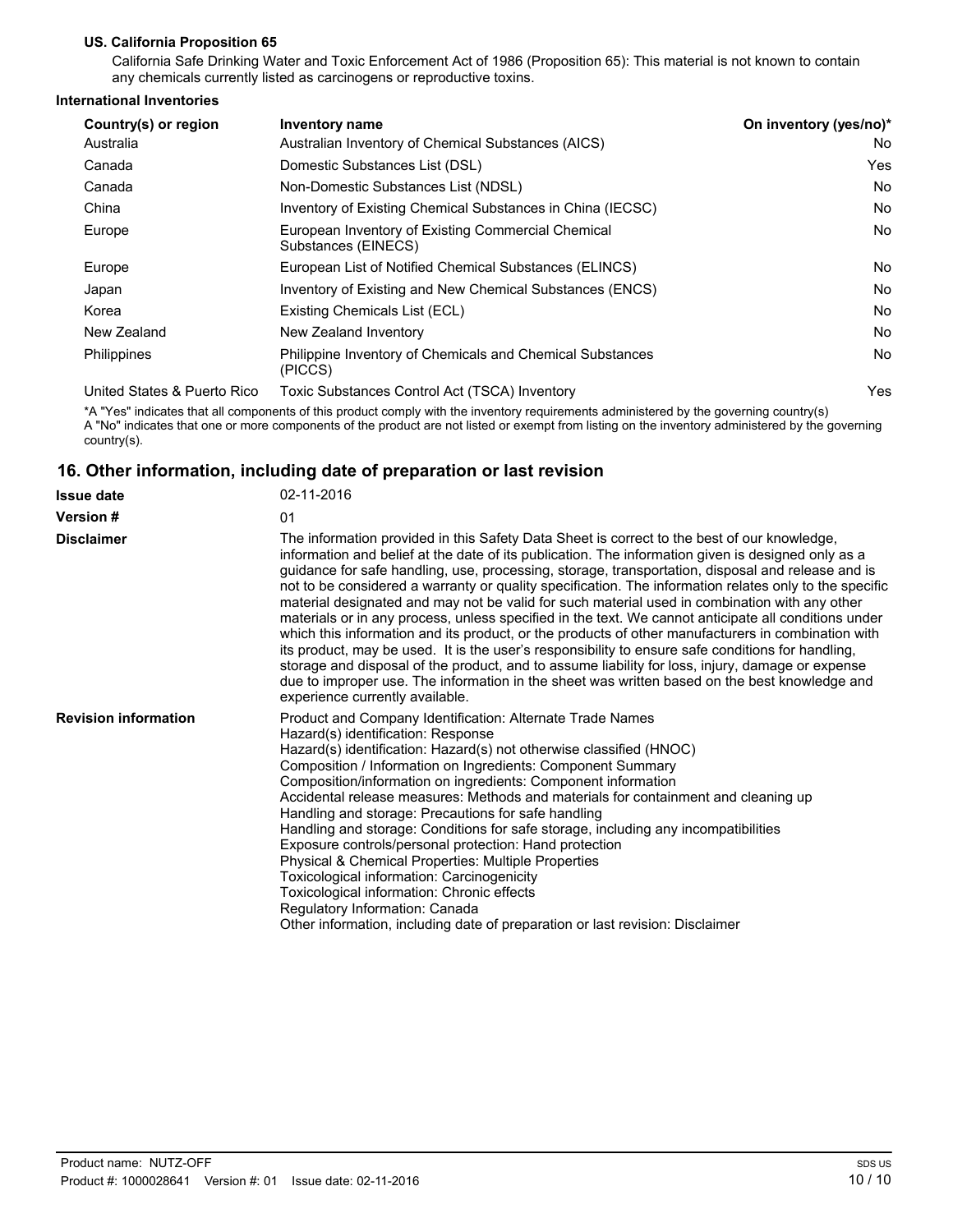**US. California Proposition 65**

California Safe Drinking Water and Toxic Enforcement Act of 1986 (Proposition 65): This material is not known to contain any chemicals currently listed as carcinogens or reproductive toxins.

**International Inventories**

| Country(s) or region | Inventory name | On inventory (yes/no)* |
|---|---|---|
| Australia | Australian Inventory of Chemical Substances (AICS) | No |
| Canada | Domestic Substances List (DSL) | Yes |
| Canada | Non-Domestic Substances List (NDSL) | No |
| China | Inventory of Existing Chemical Substances in China (IECSC) | No |
| Europe | European Inventory of Existing Commercial Chemical Substances (EINECS) | No |
| Europe | European List of Notified Chemical Substances (ELINCS) | No |
| Japan | Inventory of Existing and New Chemical Substances (ENCS) | No |
| Korea | Existing Chemicals List (ECL) | No |
| New Zealand | New Zealand Inventory | No |
| Philippines | Philippine Inventory of Chemicals and Chemical Substances (PICCS) | No |
| United States & Puerto Rico | Toxic Substances Control Act (TSCA) Inventory | Yes |

*A "Yes" indicates that all components of this product comply with the inventory requirements administered by the governing country(s)
A "No" indicates that one or more components of the product are not listed or exempt from listing on the inventory administered by the governing country(s).

## 16. Other information, including date of preparation or last revision

**Issue date** 02-11-2016

**Version #** 01

**Disclaimer** The information provided in this Safety Data Sheet is correct to the best of our knowledge, information and belief at the date of its publication. The information given is designed only as a guidance for safe handling, use, processing, storage, transportation, disposal and release and is not to be considered a warranty or quality specification. The information relates only to the specific material designated and may not be valid for such material used in combination with any other materials or in any process, unless specified in the text. We cannot anticipate all conditions under which this information and its product, or the products of other manufacturers in combination with its product, may be used. It is the user's responsibility to ensure safe conditions for handling, storage and disposal of the product, and to assume liability for loss, injury, damage or expense due to improper use. The information in the sheet was written based on the best knowledge and experience currently available.

**Revision information**

Product and Company Identification: Alternate Trade Names
Hazard(s) identification: Response
Hazard(s) identification: Hazard(s) not otherwise classified (HNOC)
Composition / Information on Ingredients: Component Summary
Composition/information on ingredients: Component information
Accidental release measures: Methods and materials for containment and cleaning up
Handling and storage: Precautions for safe handling
Handling and storage: Conditions for safe storage, including any incompatibilities
Exposure controls/personal protection: Hand protection
Physical & Chemical Properties: Multiple Properties
Toxicological information: Carcinogenicity
Toxicological information: Chronic effects
Regulatory Information: Canada
Other information, including date of preparation or last revision: Disclaimer